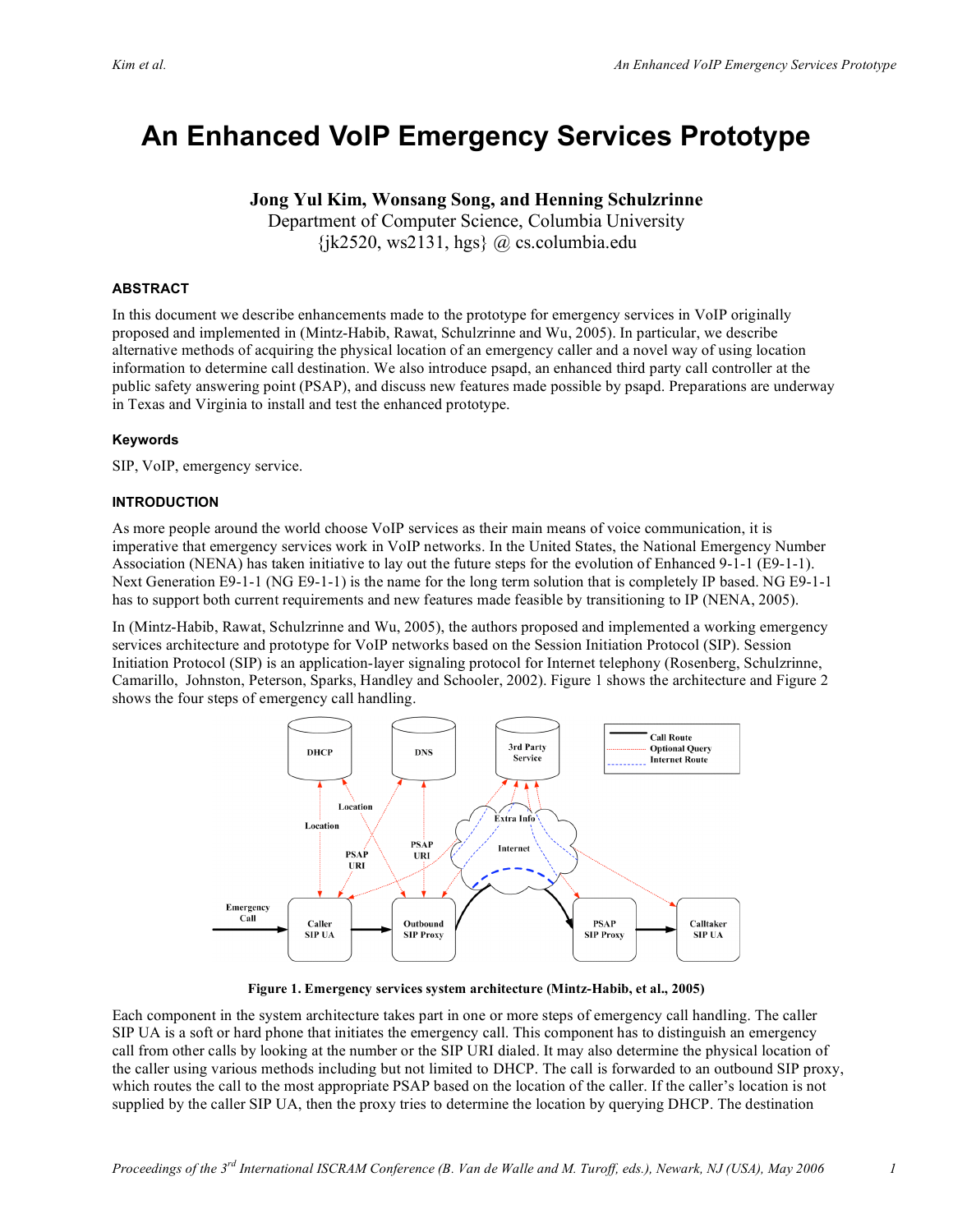# An Enhanced VoIP Emergency Services Prototype

**Jong Yul Kim, Wonsang Song, and Henning Schulzrinne**
Department of Computer Science, Columbia University
{jk2520, ws2131, hgs} @ cs.columbia.edu

### ABSTRACT

In this document we describe enhancements made to the prototype for emergency services in VoIP originally proposed and implemented in (Mintz-Habib, Rawat, Schulzrinne and Wu, 2005). In particular, we describe alternative methods of acquiring the physical location of an emergency caller and a novel way of using location information to determine call destination. We also introduce psapd, an enhanced third party call controller at the public safety answering point (PSAP), and discuss new features made possible by psapd. Preparations are underway in Texas and Virginia to install and test the enhanced prototype.

#### Keywords

SIP, VoIP, emergency service.

### INTRODUCTION

As more people around the world choose VoIP services as their main means of voice communication, it is imperative that emergency services work in VoIP networks. In the United States, the National Emergency Number Association (NENA) has taken initiative to lay out the future steps for the evolution of Enhanced 9-1-1 (E9-1-1). Next Generation E9-1-1 (NG E9-1-1) is the name for the long term solution that is completely IP based. NG E9-1-1 has to support both current requirements and new features made feasible by transitioning to IP (NENA, 2005).

In (Mintz-Habib, Rawat, Schulzrinne and Wu, 2005), the authors proposed and implemented a working emergency services architecture and prototype for VoIP networks based on the Session Initiation Protocol (SIP). Session Initiation Protocol (SIP) is an application-layer signaling protocol for Internet telephony (Rosenberg, Schulzrinne, Camarillo, Johnston, Peterson, Sparks, Handley and Schooler, 2002). Figure 1 shows the architecture and Figure 2 shows the four steps of emergency call handling.

**Figure 1. Emergency services system architecture (Mintz-Habib, et al., 2005)**

Each component in the system architecture takes part in one or more steps of emergency call handling. The caller SIP UA is a soft or hard phone that initiates the emergency call. This component has to distinguish an emergency call from other calls by looking at the number or the SIP URI dialed. It may also determine the physical location of the caller using various methods including but not limited to DHCP. The call is forwarded to an outbound SIP proxy, which routes the call to the most appropriate PSAP based on the location of the caller. If the caller's location is not supplied by the caller SIP UA, then the proxy tries to determine the location by querying DHCP. The destination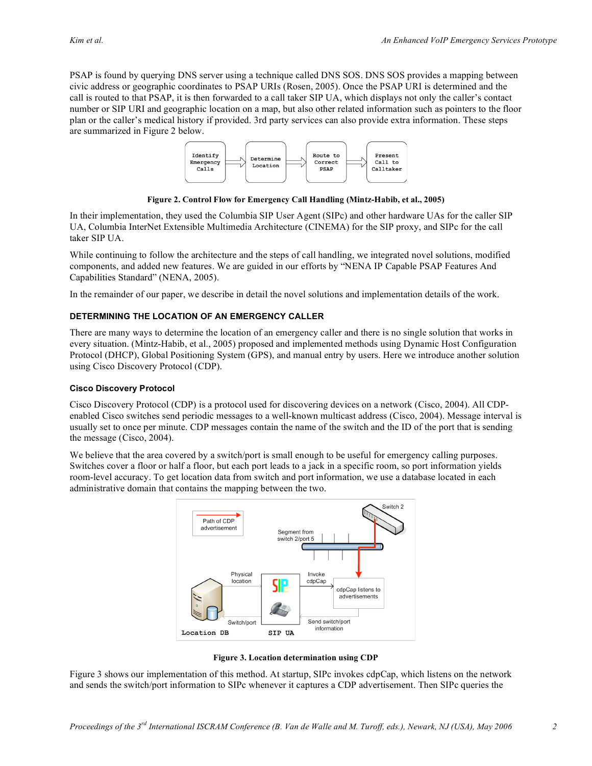PSAP is found by querying DNS server using a technique called DNS SOS. DNS SOS provides a mapping between civic address or geographic coordinates to PSAP URIs (Rosen, 2005). Once the PSAP URI is determined and the call is routed to that PSAP, it is then forwarded to a call taker SIP UA, which displays not only the caller's contact number or SIP URI and geographic location on a map, but also other related information such as pointers to the floor plan or the caller's medical history if provided. 3rd party services can also provide extra information. These steps are summarized in Figure 2 below.

Identify Emergency Calls → Determine Location → Route to Correct PSAP → Present Call to Calltaker

**Figure 2. Control Flow for Emergency Call Handling (Mintz-Habib, et al., 2005)**

In their implementation, they used the Columbia SIP User Agent (SIPc) and other hardware UAs for the caller SIP UA, Columbia InterNet Extensible Multimedia Architecture (CINEMA) for the SIP proxy, and SIPc for the call taker SIP UA.

While continuing to follow the architecture and the steps of call handling, we integrated novel solutions, modified components, and added new features. We are guided in our efforts by "NENA IP Capable PSAP Features And Capabilities Standard" (NENA, 2005).

In the remainder of our paper, we describe in detail the novel solutions and implementation details of the work.

## DETERMINING THE LOCATION OF AN EMERGENCY CALLER

There are many ways to determine the location of an emergency caller and there is no single solution that works in every situation. (Mintz-Habib, et al., 2005) proposed and implemented methods using Dynamic Host Configuration Protocol (DHCP), Global Positioning System (GPS), and manual entry by users. Here we introduce another solution using Cisco Discovery Protocol (CDP).

### Cisco Discovery Protocol

Cisco Discovery Protocol (CDP) is a protocol used for discovering devices on a network (Cisco, 2004). All CDP-enabled Cisco switches send periodic messages to a well-known multicast address (Cisco, 2004). Message interval is usually set to once per minute. CDP messages contain the name of the switch and the ID of the port that is sending the message (Cisco, 2004).

We believe that the area covered by a switch/port is small enough to be useful for emergency calling purposes. Switches cover a floor or half a floor, but each port leads to a jack in a specific room, so port information yields room-level accuracy. To get location data from switch and port information, we use a database located in each administrative domain that contains the mapping between the two.

**Figure 3. Location determination using CDP**

Figure 3 shows our implementation of this method. At startup, SIPc invokes cdpCap, which listens on the network and sends the switch/port information to SIPc whenever it captures a CDP advertisement. Then SIPc queries the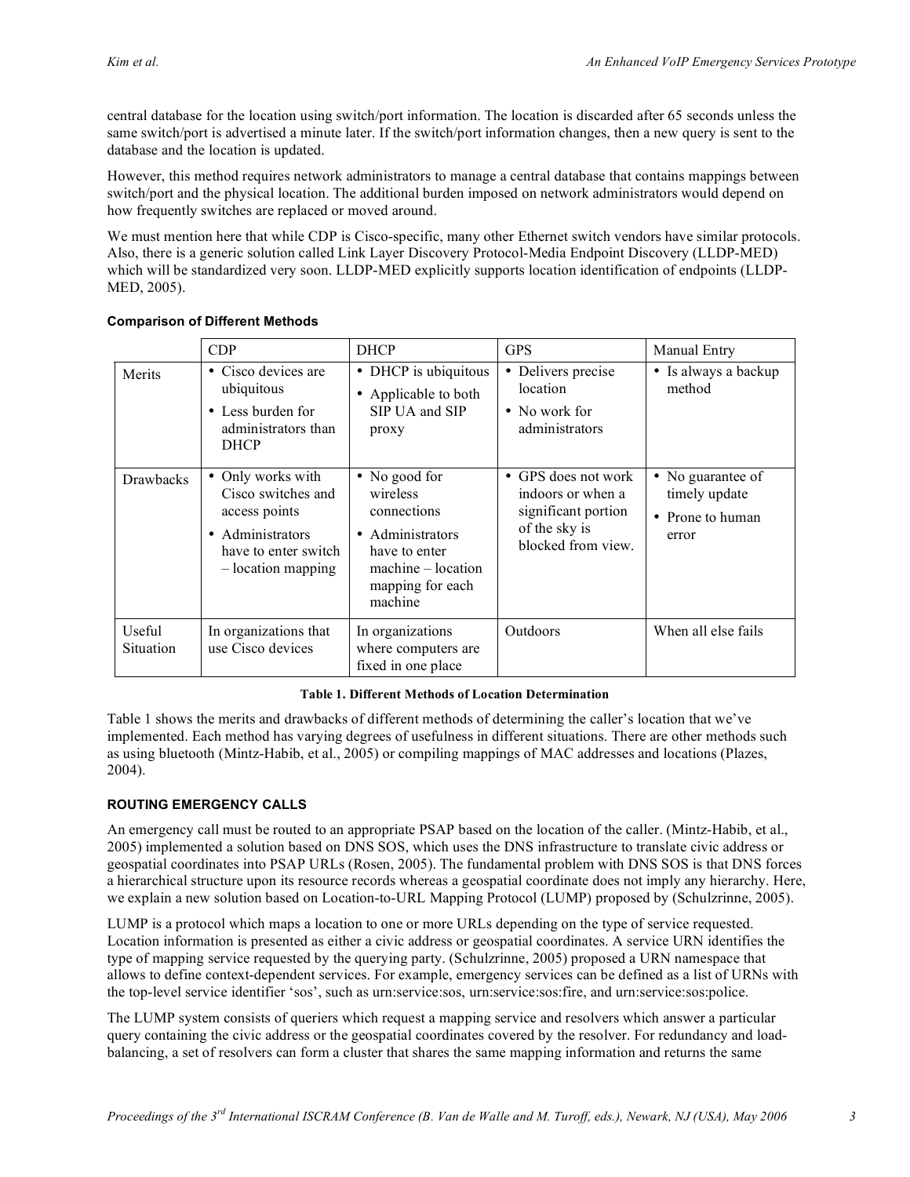central database for the location using switch/port information. The location is discarded after 65 seconds unless the same switch/port is advertised a minute later. If the switch/port information changes, then a new query is sent to the database and the location is updated.

However, this method requires network administrators to manage a central database that contains mappings between switch/port and the physical location. The additional burden imposed on network administrators would depend on how frequently switches are replaced or moved around.

We must mention here that while CDP is Cisco-specific, many other Ethernet switch vendors have similar protocols. Also, there is a generic solution called Link Layer Discovery Protocol-Media Endpoint Discovery (LLDP-MED) which will be standardized very soon. LLDP-MED explicitly supports location identification of endpoints (LLDP-MED, 2005).

**Comparison of Different Methods**

| | CDP | DHCP | GPS | Manual Entry |
|---|---|---|---|---|
| Merits | • Cisco devices are ubiquitous<br>• Less burden for administrators than DHCP | • DHCP is ubiquitous<br>• Applicable to both SIP UA and SIP proxy | • Delivers precise location<br>• No work for administrators | • Is always a backup method |
| Drawbacks | • Only works with Cisco switches and access points<br>• Administrators have to enter switch – location mapping | • No good for wireless connections<br>• Administrators have to enter machine – location mapping for each machine | • GPS does not work indoors or when a significant portion of the sky is blocked from view. | • No guarantee of timely update<br>• Prone to human error |
| Useful Situation | In organizations that use Cisco devices | In organizations where computers are fixed in one place | Outdoors | When all else fails |

**Table 1. Different Methods of Location Determination**

Table 1 shows the merits and drawbacks of different methods of determining the caller's location that we've implemented. Each method has varying degrees of usefulness in different situations. There are other methods such as using bluetooth (Mintz-Habib, et al., 2005) or compiling mappings of MAC addresses and locations (Plazes, 2004).

## ROUTING EMERGENCY CALLS

An emergency call must be routed to an appropriate PSAP based on the location of the caller. (Mintz-Habib, et al., 2005) implemented a solution based on DNS SOS, which uses the DNS infrastructure to translate civic address or geospatial coordinates into PSAP URLs (Rosen, 2005). The fundamental problem with DNS SOS is that DNS forces a hierarchical structure upon its resource records whereas a geospatial coordinate does not imply any hierarchy. Here, we explain a new solution based on Location-to-URL Mapping Protocol (LUMP) proposed by (Schulzrinne, 2005).

LUMP is a protocol which maps a location to one or more URLs depending on the type of service requested. Location information is presented as either a civic address or geospatial coordinates. A service URN identifies the type of mapping service requested by the querying party. (Schulzrinne, 2005) proposed a URN namespace that allows to define context-dependent services. For example, emergency services can be defined as a list of URNs with the top-level service identifier 'sos', such as urn:service:sos, urn:service:sos:fire, and urn:service:sos:police.

The LUMP system consists of queriers which request a mapping service and resolvers which answer a particular query containing the civic address or the geospatial coordinates covered by the resolver. For redundancy and load-balancing, a set of resolvers can form a cluster that shares the same mapping information and returns the same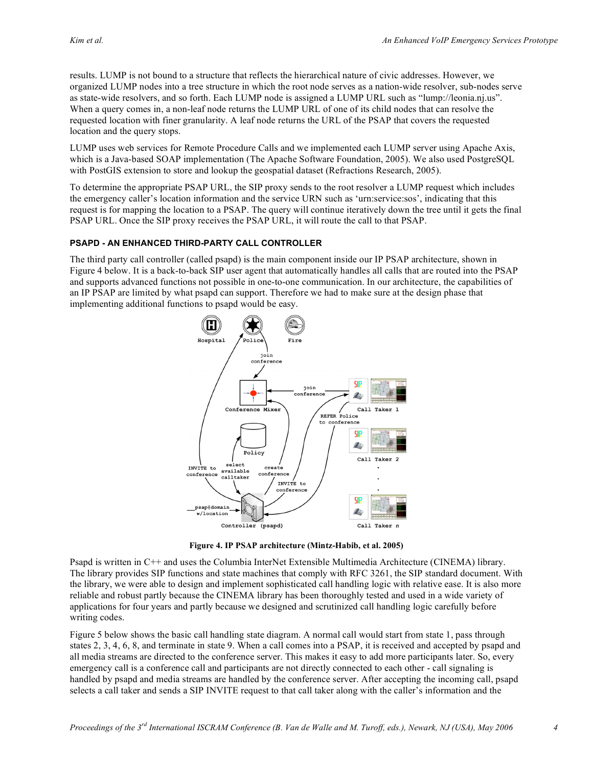results. LUMP is not bound to a structure that reflects the hierarchical nature of civic addresses. However, we organized LUMP nodes into a tree structure in which the root node serves as a nation-wide resolver, sub-nodes serve as state-wide resolvers, and so forth. Each LUMP node is assigned a LUMP URL such as "lump://leonia.nj.us". When a query comes in, a non-leaf node returns the LUMP URL of one of its child nodes that can resolve the requested location with finer granularity. A leaf node returns the URL of the PSAP that covers the requested location and the query stops.

LUMP uses web services for Remote Procedure Calls and we implemented each LUMP server using Apache Axis, which is a Java-based SOAP implementation (The Apache Software Foundation, 2005). We also used PostgreSQL with PostGIS extension to store and lookup the geospatial dataset (Refractions Research, 2005).

To determine the appropriate PSAP URL, the SIP proxy sends to the root resolver a LUMP request which includes the emergency caller's location information and the service URN such as 'urn:service:sos', indicating that this request is for mapping the location to a PSAP. The query will continue iteratively down the tree until it gets the final PSAP URL. Once the SIP proxy receives the PSAP URL, it will route the call to that PSAP.

#### PSAPD - AN ENHANCED THIRD-PARTY CALL CONTROLLER

The third party call controller (called psapd) is the main component inside our IP PSAP architecture, shown in Figure 4 below. It is a back-to-back SIP user agent that automatically handles all calls that are routed into the PSAP and supports advanced functions not possible in one-to-one communication. In our architecture, the capabilities of an IP PSAP are limited by what psapd can support. Therefore we had to make sure at the design phase that implementing additional functions to psapd would be easy.

**Figure 4. IP PSAP architecture (Mintz-Habib, et al. 2005)**

Psapd is written in C++ and uses the Columbia InterNet Extensible Multimedia Architecture (CINEMA) library. The library provides SIP functions and state machines that comply with RFC 3261, the SIP standard document. With the library, we were able to design and implement sophisticated call handling logic with relative ease. It is also more reliable and robust partly because the CINEMA library has been thoroughly tested and used in a wide variety of applications for four years and partly because we designed and scrutinized call handling logic carefully before writing codes.

Figure 5 below shows the basic call handling state diagram. A normal call would start from state 1, pass through states 2, 3, 4, 6, 8, and terminate in state 9. When a call comes into a PSAP, it is received and accepted by psapd and all media streams are directed to the conference server. This makes it easy to add more participants later. So, every emergency call is a conference call and participants are not directly connected to each other - call signaling is handled by psapd and media streams are handled by the conference server. After accepting the incoming call, psapd selects a call taker and sends a SIP INVITE request to that call taker along with the caller's information and the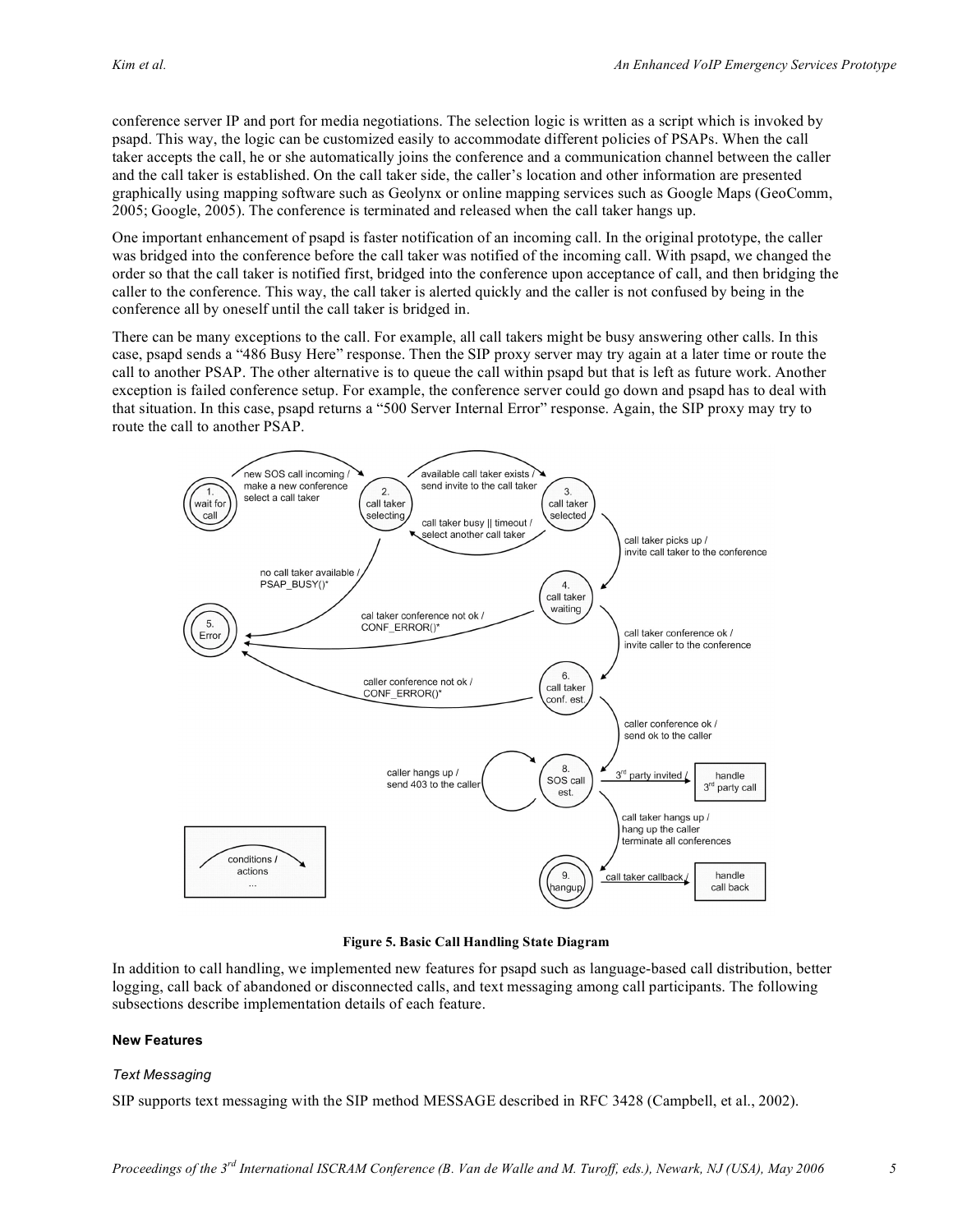conference server IP and port for media negotiations. The selection logic is written as a script which is invoked by psapd. This way, the logic can be customized easily to accommodate different policies of PSAPs. When the call taker accepts the call, he or she automatically joins the conference and a communication channel between the caller and the call taker is established. On the call taker side, the caller's location and other information are presented graphically using mapping software such as Geolynx or online mapping services such as Google Maps (GeoComm, 2005; Google, 2005). The conference is terminated and released when the call taker hangs up.

One important enhancement of psapd is faster notification of an incoming call. In the original prototype, the caller was bridged into the conference before the call taker was notified of the incoming call. With psapd, we changed the order so that the call taker is notified first, bridged into the conference upon acceptance of call, and then bridging the caller to the conference. This way, the call taker is alerted quickly and the caller is not confused by being in the conference all by oneself until the call taker is bridged in.

There can be many exceptions to the call. For example, all call takers might be busy answering other calls. In this case, psapd sends a "486 Busy Here" response. Then the SIP proxy server may try again at a later time or route the call to another PSAP. The other alternative is to queue the call within psapd but that is left as future work. Another exception is failed conference setup. For example, the conference server could go down and psapd has to deal with that situation. In this case, psapd returns a "500 Server Internal Error" response. Again, the SIP proxy may try to route the call to another PSAP.

**Figure 5. Basic Call Handling State Diagram**

In addition to call handling, we implemented new features for psapd such as language-based call distribution, better logging, call back of abandoned or disconnected calls, and text messaging among call participants. The following subsections describe implementation details of each feature.

#### New Features

##### *Text Messaging*

SIP supports text messaging with the SIP method MESSAGE described in RFC 3428 (Campbell, et al., 2002).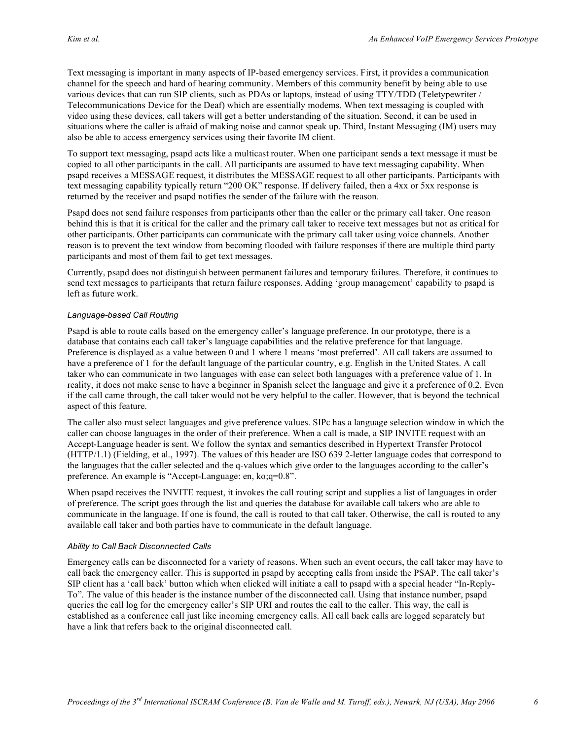Text messaging is important in many aspects of IP-based emergency services. First, it provides a communication channel for the speech and hard of hearing community. Members of this community benefit by being able to use various devices that can run SIP clients, such as PDAs or laptops, instead of using TTY/TDD (Teletypewriter / Telecommunications Device for the Deaf) which are essentially modems. When text messaging is coupled with video using these devices, call takers will get a better understanding of the situation. Second, it can be used in situations where the caller is afraid of making noise and cannot speak up. Third, Instant Messaging (IM) users may also be able to access emergency services using their favorite IM client.

To support text messaging, psapd acts like a multicast router. When one participant sends a text message it must be copied to all other participants in the call. All participants are assumed to have text messaging capability. When psapd receives a MESSAGE request, it distributes the MESSAGE request to all other participants. Participants with text messaging capability typically return "200 OK" response. If delivery failed, then a 4xx or 5xx response is returned by the receiver and psapd notifies the sender of the failure with the reason.

Psapd does not send failure responses from participants other than the caller or the primary call taker. One reason behind this is that it is critical for the caller and the primary call taker to receive text messages but not as critical for other participants. Other participants can communicate with the primary call taker using voice channels. Another reason is to prevent the text window from becoming flooded with failure responses if there are multiple third party participants and most of them fail to get text messages.

Currently, psapd does not distinguish between permanent failures and temporary failures. Therefore, it continues to send text messages to participants that return failure responses. Adding 'group management' capability to psapd is left as future work.

### *Language-based Call Routing*

Psapd is able to route calls based on the emergency caller's language preference. In our prototype, there is a database that contains each call taker's language capabilities and the relative preference for that language. Preference is displayed as a value between 0 and 1 where 1 means 'most preferred'. All call takers are assumed to have a preference of 1 for the default language of the particular country, e.g. English in the United States. A call taker who can communicate in two languages with ease can select both languages with a preference value of 1. In reality, it does not make sense to have a beginner in Spanish select the language and give it a preference of 0.2. Even if the call came through, the call taker would not be very helpful to the caller. However, that is beyond the technical aspect of this feature.

The caller also must select languages and give preference values. SIPc has a language selection window in which the caller can choose languages in the order of their preference. When a call is made, a SIP INVITE request with an Accept-Language header is sent. We follow the syntax and semantics described in Hypertext Transfer Protocol (HTTP/1.1) (Fielding, et al., 1997). The values of this header are ISO 639 2-letter language codes that correspond to the languages that the caller selected and the q-values which give order to the languages according to the caller's preference. An example is "Accept-Language: en, ko;q=0.8".

When psapd receives the INVITE request, it invokes the call routing script and supplies a list of languages in order of preference. The script goes through the list and queries the database for available call takers who are able to communicate in the language. If one is found, the call is routed to that call taker. Otherwise, the call is routed to any available call taker and both parties have to communicate in the default language.

### *Ability to Call Back Disconnected Calls*

Emergency calls can be disconnected for a variety of reasons. When such an event occurs, the call taker may have to call back the emergency caller. This is supported in psapd by accepting calls from inside the PSAP. The call taker's SIP client has a 'call back' button which when clicked will initiate a call to psapd with a special header "In-Reply-To". The value of this header is the instance number of the disconnected call. Using that instance number, psapd queries the call log for the emergency caller's SIP URI and routes the call to the caller. This way, the call is established as a conference call just like incoming emergency calls. All call back calls are logged separately but have a link that refers back to the original disconnected call.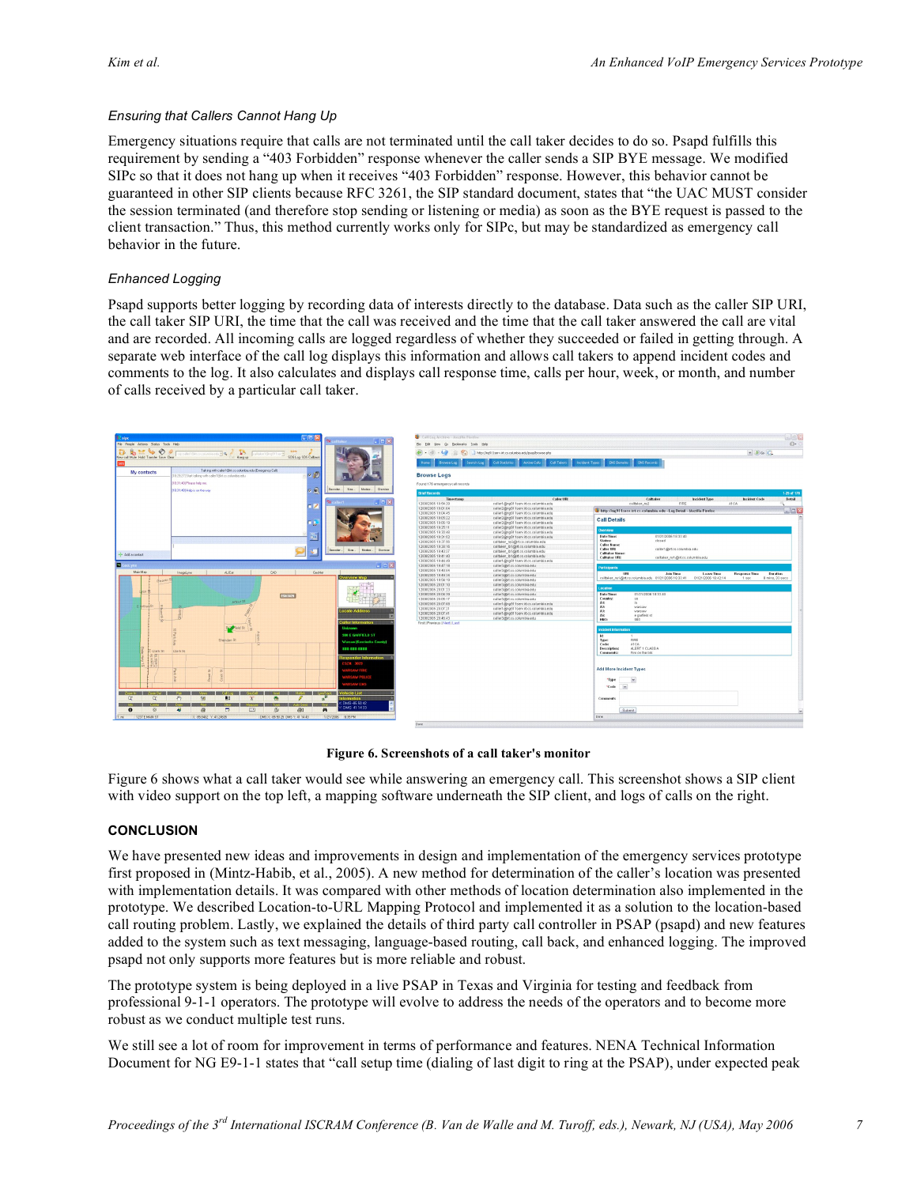### *Ensuring that Callers Cannot Hang Up*

Emergency situations require that calls are not terminated until the call taker decides to do so. Psapd fulfills this requirement by sending a "403 Forbidden" response whenever the caller sends a SIP BYE message. We modified SIPc so that it does not hang up when it receives "403 Forbidden" response. However, this behavior cannot be guaranteed in other SIP clients because RFC 3261, the SIP standard document, states that "the UAC MUST consider the session terminated (and therefore stop sending or listening or media) as soon as the BYE request is passed to the client transaction." Thus, this method currently works only for SIPc, but may be standardized as emergency call behavior in the future.

### *Enhanced Logging*

Psapd supports better logging by recording data of interests directly to the database. Data such as the caller SIP URI, the call taker SIP URI, the time that the call was received and the time that the call taker answered the call are vital and are recorded. All incoming calls are logged regardless of whether they succeeded or failed in getting through. A separate web interface of the call log displays this information and allows call takers to append incident codes and comments to the log. It also calculates and displays call response time, calls per hour, week, or month, and number of calls received by a particular call taker.

**Figure 6. Screenshots of a call taker's monitor**

Figure 6 shows what a call taker would see while answering an emergency call. This screenshot shows a SIP client with video support on the top left, a mapping software underneath the SIP client, and logs of calls on the right.

## CONCLUSION

We have presented new ideas and improvements in design and implementation of the emergency services prototype first proposed in (Mintz-Habib, et al., 2005). A new method for determination of the caller's location was presented with implementation details. It was compared with other methods of location determination also implemented in the prototype. We described Location-to-URL Mapping Protocol and implemented it as a solution to the location-based call routing problem. Lastly, we explained the details of third party call controller in PSAP (psapd) and new features added to the system such as text messaging, language-based routing, call back, and enhanced logging. The improved psapd not only supports more features but is more reliable and robust.

The prototype system is being deployed in a live PSAP in Texas and Virginia for testing and feedback from professional 9-1-1 operators. The prototype will evolve to address the needs of the operators and to become more robust as we conduct multiple test runs.

We still see a lot of room for improvement in terms of performance and features. NENA Technical Information Document for NG E9-1-1 states that "call setup time (dialing of last digit to ring at the PSAP), under expected peak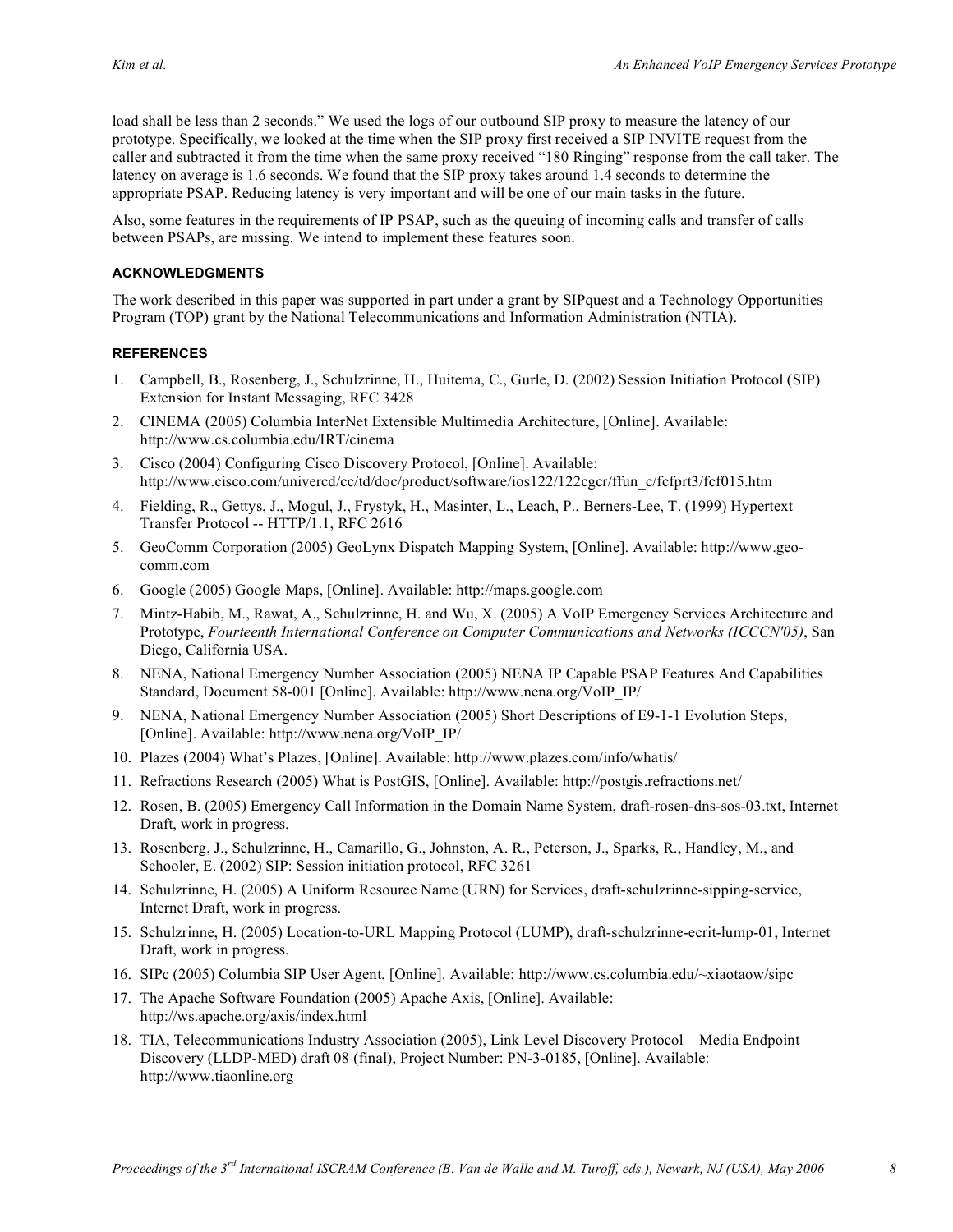load shall be less than 2 seconds." We used the logs of our outbound SIP proxy to measure the latency of our prototype. Specifically, we looked at the time when the SIP proxy first received a SIP INVITE request from the caller and subtracted it from the time when the same proxy received "180 Ringing" response from the call taker. The latency on average is 1.6 seconds. We found that the SIP proxy takes around 1.4 seconds to determine the appropriate PSAP. Reducing latency is very important and will be one of our main tasks in the future.

Also, some features in the requirements of IP PSAP, such as the queuing of incoming calls and transfer of calls between PSAPs, are missing. We intend to implement these features soon.

## ACKNOWLEDGMENTS

The work described in this paper was supported in part under a grant by SIPquest and a Technology Opportunities Program (TOP) grant by the National Telecommunications and Information Administration (NTIA).

## REFERENCES

1. Campbell, B., Rosenberg, J., Schulzrinne, H., Huitema, C., Gurle, D. (2002) Session Initiation Protocol (SIP) Extension for Instant Messaging, RFC 3428
2. CINEMA (2005) Columbia InterNet Extensible Multimedia Architecture, [Online]. Available: http://www.cs.columbia.edu/IRT/cinema
3. Cisco (2004) Configuring Cisco Discovery Protocol, [Online]. Available: http://www.cisco.com/univercd/cc/td/doc/product/software/ios122/122cgcr/ffun_c/fcfprt3/fcf015.htm
4. Fielding, R., Gettys, J., Mogul, J., Frystyk, H., Masinter, L., Leach, P., Berners-Lee, T. (1999) Hypertext Transfer Protocol -- HTTP/1.1, RFC 2616
5. GeoComm Corporation (2005) GeoLynx Dispatch Mapping System, [Online]. Available: http://www.geo-comm.com
6. Google (2005) Google Maps, [Online]. Available: http://maps.google.com
7. Mintz-Habib, M., Rawat, A., Schulzrinne, H. and Wu, X. (2005) A VoIP Emergency Services Architecture and Prototype, *Fourteenth International Conference on Computer Communications and Networks (ICCCN'05)*, San Diego, California USA.
8. NENA, National Emergency Number Association (2005) NENA IP Capable PSAP Features And Capabilities Standard, Document 58-001 [Online]. Available: http://www.nena.org/VoIP_IP/
9. NENA, National Emergency Number Association (2005) Short Descriptions of E9-1-1 Evolution Steps, [Online]. Available: http://www.nena.org/VoIP_IP/
10. Plazes (2004) What's Plazes, [Online]. Available: http://www.plazes.com/info/whatis/
11. Refractions Research (2005) What is PostGIS, [Online]. Available: http://postgis.refractions.net/
12. Rosen, B. (2005) Emergency Call Information in the Domain Name System, draft-rosen-dns-sos-03.txt, Internet Draft, work in progress.
13. Rosenberg, J., Schulzrinne, H., Camarillo, G., Johnston, A. R., Peterson, J., Sparks, R., Handley, M., and Schooler, E. (2002) SIP: Session initiation protocol, RFC 3261
14. Schulzrinne, H. (2005) A Uniform Resource Name (URN) for Services, draft-schulzrinne-sipping-service, Internet Draft, work in progress.
15. Schulzrinne, H. (2005) Location-to-URL Mapping Protocol (LUMP), draft-schulzrinne-ecrit-lump-01, Internet Draft, work in progress.
16. SIPc (2005) Columbia SIP User Agent, [Online]. Available: http://www.cs.columbia.edu/~xiaotaow/sipc
17. The Apache Software Foundation (2005) Apache Axis, [Online]. Available: http://ws.apache.org/axis/index.html
18. TIA, Telecommunications Industry Association (2005), Link Level Discovery Protocol – Media Endpoint Discovery (LLDP-MED) draft 08 (final), Project Number: PN-3-0185, [Online]. Available: http://www.tiaonline.org